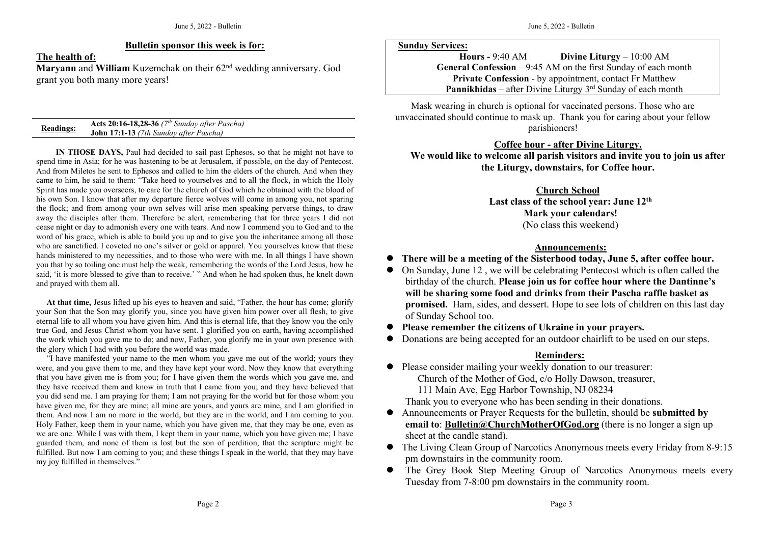## Bulletin sponsor this week is for:

**The health of:**

**Maryann** and **William** Kuzemchak on their 62nd wedding anniversary. God grant you both many more years!

| Readings: | **Acts 20:16-18,28-36** *(7th Sunday after Pascha)* **John 17:1-13** *(7th Sunday after Pascha)* |
|---|---|

**IN THOSE DAYS,** Paul had decided to sail past Ephesos, so that he might not have to spend time in Asia; for he was hastening to be at Jerusalem, if possible, on the day of Pentecost. And from Miletos he sent to Ephesos and called to him the elders of the church. And when they came to him, he said to them: "Take heed to yourselves and to all the flock, in which the Holy Spirit has made you overseers, to care for the church of God which he obtained with the blood of his own Son. I know that after my departure fierce wolves will come in among you, not sparing the flock; and from among your own selves will arise men speaking perverse things, to draw away the disciples after them. Therefore be alert, remembering that for three years I did not cease night or day to admonish every one with tears. And now I commend you to God and to the word of his grace, which is able to build you up and to give you the inheritance among all those who are sanctified. I coveted no one's silver or gold or apparel. You yourselves know that these hands ministered to my necessities, and to those who were with me. In all things I have shown you that by so toiling one must help the weak, remembering the words of the Lord Jesus, how he said, 'it is more blessed to give than to receive.' " And when he had spoken thus, he knelt down and prayed with them all.

**At that time,** Jesus lifted up his eyes to heaven and said, "Father, the hour has come; glorify your Son that the Son may glorify you, since you have given him power over all flesh, to give eternal life to all whom you have given him. And this is eternal life, that they know you the only true God, and Jesus Christ whom you have sent. I glorified you on earth, having accomplished the work which you gave me to do; and now, Father, you glorify me in your own presence with the glory which I had with you before the world was made.

"I have manifested your name to the men whom you gave me out of the world; yours they were, and you gave them to me, and they have kept your word. Now they know that everything that you have given me is from you; for I have given them the words which you gave me, and they have received them and know in truth that I came from you; and they have believed that you did send me. I am praying for them; I am not praying for the world but for those whom you have given me, for they are mine; all mine are yours, and yours are mine, and I am glorified in them. And now I am no more in the world, but they are in the world, and I am coming to you. Holy Father, keep them in your name, which you have given me, that they may be one, even as we are one. While I was with them, I kept them in your name, which you have given me; I have guarded them, and none of them is lost but the son of perdition, that the scripture might be fulfilled. But now I am coming to you; and these things I speak in the world, that they may have my joy fulfilled in themselves."

---

**Sunday Services:**

**Hours -** 9:40 AM **Divine Liturgy** – 10:00 AM

**General Confession** – 9:45 AM on the first Sunday of each month

**Private Confession** - by appointment, contact Fr Matthew

**Pannikhidas** – after Divine Liturgy 3rd Sunday of each month

Mask wearing in church is optional for vaccinated persons. Those who are unvaccinated should continue to mask up. Thank you for caring about your fellow parishioners!

## Coffee hour - after Divine Liturgy.

**We would like to welcome all parish visitors and invite you to join us after the Liturgy, downstairs, for Coffee hour.**

## Church School

**Last class of the school year: June 12th**

**Mark your calendars!**

(No class this weekend)

## Announcements:

- **There will be a meeting of the Sisterhood today, June 5, after coffee hour.**
- On Sunday, June 12 , we will be celebrating Pentecost which is often called the birthday of the church. **Please join us for coffee hour where the Dantinne's will be sharing some food and drinks from their Pascha raffle basket as promised.** Ham, sides, and dessert. Hope to see lots of children on this last day of Sunday School too.
- **Please remember the citizens of Ukraine in your prayers.**
- Donations are being accepted for an outdoor chairlift to be used on our steps.

## Reminders:

- Please consider mailing your weekly donation to our treasurer:
  Church of the Mother of God, c/o Holly Dawson, treasurer,
  111 Main Ave, Egg Harbor Township, NJ 08234
  Thank you to everyone who has been sending in their donations.
- Announcements or Prayer Requests for the bulletin, should be **submitted by email to**: **Bulletin@ChurchMotherOfGod.org** (there is no longer a sign up sheet at the candle stand).
- The Living Clean Group of Narcotics Anonymous meets every Friday from 8-9:15 pm downstairs in the community room.
- The Grey Book Step Meeting Group of Narcotics Anonymous meets every Tuesday from 7-8:00 pm downstairs in the community room.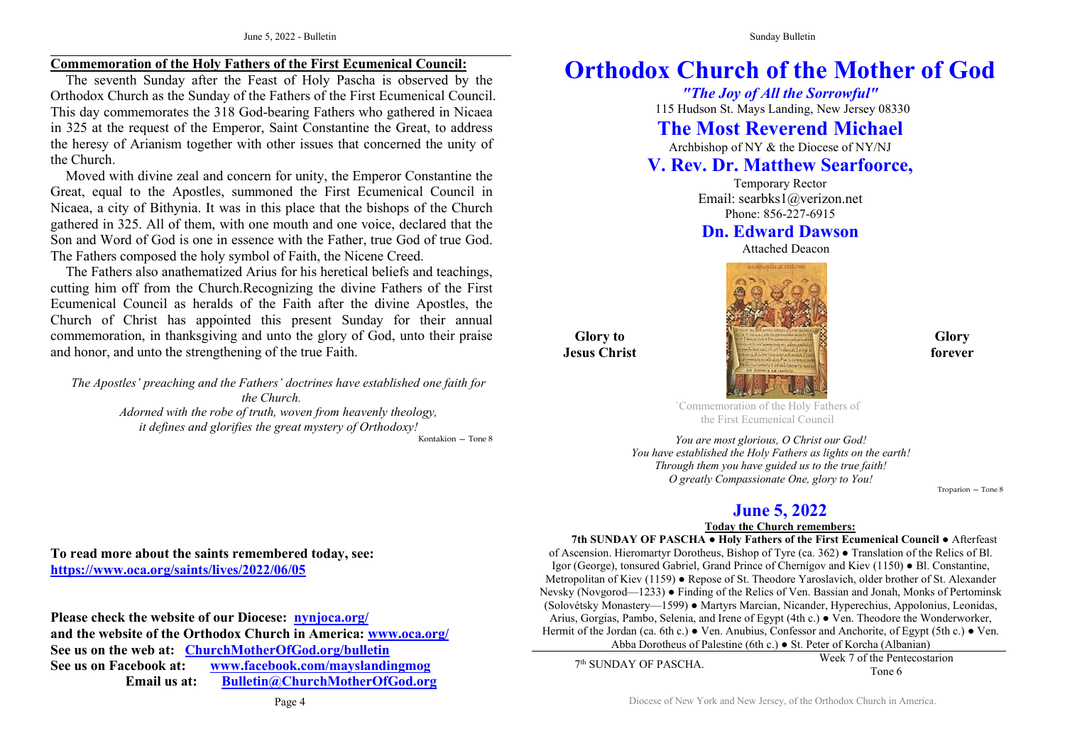## Commemoration of the Holy Fathers of the First Ecumenical Council:

The seventh Sunday after the Feast of Holy Pascha is observed by the Orthodox Church as the Sunday of the Fathers of the First Ecumenical Council. This day commemorates the 318 God-bearing Fathers who gathered in Nicaea in 325 at the request of the Emperor, Saint Constantine the Great, to address the heresy of Arianism together with other issues that concerned the unity of the Church.

Moved with divine zeal and concern for unity, the Emperor Constantine the Great, equal to the Apostles, summoned the First Ecumenical Council in Nicaea, a city of Bithynia. It was in this place that the bishops of the Church gathered in 325. All of them, with one mouth and one voice, declared that the Son and Word of God is one in essence with the Father, true God of true God. The Fathers composed the holy symbol of Faith, the Nicene Creed.

The Fathers also anathematized Arius for his heretical beliefs and teachings, cutting him off from the Church.Recognizing the divine Fathers of the First Ecumenical Council as heralds of the Faith after the divine Apostles, the Church of Christ has appointed this present Sunday for their annual commemoration, in thanksgiving and unto the glory of God, unto their praise and honor, and unto the strengthening of the true Faith.

*The Apostles' preaching and the Fathers' doctrines have established one faith for the Church.*
*Adorned with the robe of truth, woven from heavenly theology,*
*it defines and glorifies the great mystery of Orthodoxy!*

Kontakion – Tone 8

**To read more about the saints remembered today, see:**
**https://www.oca.org/saints/lives/2022/06/05**

**Please check the website of our Diocese: nynjoca.org/**
**and the website of the Orthodox Church in America: www.oca.org/**
**See us on the web at: ChurchMotherOfGod.org/bulletin**
**See us on Facebook at: www.facebook.com/mayslandingmog**
**Email us at: Bulletin@ChurchMotherOfGod.org**

Sunday Bulletin

# Orthodox Church of the Mother of God

***"The Joy of All the Sorrowful"***

115 Hudson St. Mays Landing, New Jersey 08330

## The Most Reverend Michael

Archbishop of NY & the Diocese of NY/NJ

## V. Rev. Dr. Matthew Searfoorce,

Temporary Rector
Email: searbks1@verizon.net
Phone: 856-227-6915

## Dn. Edward Dawson

Attached Deacon

**Glory to Jesus Christ** **Glory forever**

`Commemoration of the Holy Fathers of the First Ecumenical Council

*You are most glorious, O Christ our God!*
*You have established the Holy Fathers as lights on the earth!*
*Through them you have guided us to the true faith!*
*O greatly Compassionate One, glory to You!*

Troparion – Tone 8

## June 5, 2022

**Today the Church remembers:**

**7th SUNDAY OF PASCHA ● Holy Fathers of the First Ecumenical Council ●** Afterfeast of Ascension. Hieromartyr Dorotheus, Bishop of Tyre (ca. 362) ● Translation of the Relics of Bl. Igor (George), tonsured Gabriel, Grand Prince of Chernígov and Kiev (1150) ● Bl. Constantine, Metropolitan of Kiev (1159) ● Repose of St. Theodore Yaroslavich, older brother of St. Alexander Nevsky (Novgorod—1233) ● Finding of the Relics of Ven. Bassian and Jonah, Monks of Pertominsk (Solovétsky Monastery—1599) ● Martyrs Marcian, Nicander, Hyperechius, Appolonius, Leonidas, Arius, Gorgias, Pambo, Selenia, and Irene of Egypt (4th c.) ● Ven. Theodore the Wonderworker, Hermit of the Jordan (ca. 6th c.) ● Ven. Anubius, Confessor and Anchorite, of Egypt (5th c.) ● Ven. Abba Dorotheus of Palestine (6th c.) ● St. Peter of Korcha (Albanian)

7th SUNDAY OF PASCHA. Week 7 of the Pentecostarion, Tone 6

Diocese of New York and New Jersey, of the Orthodox Church in America.